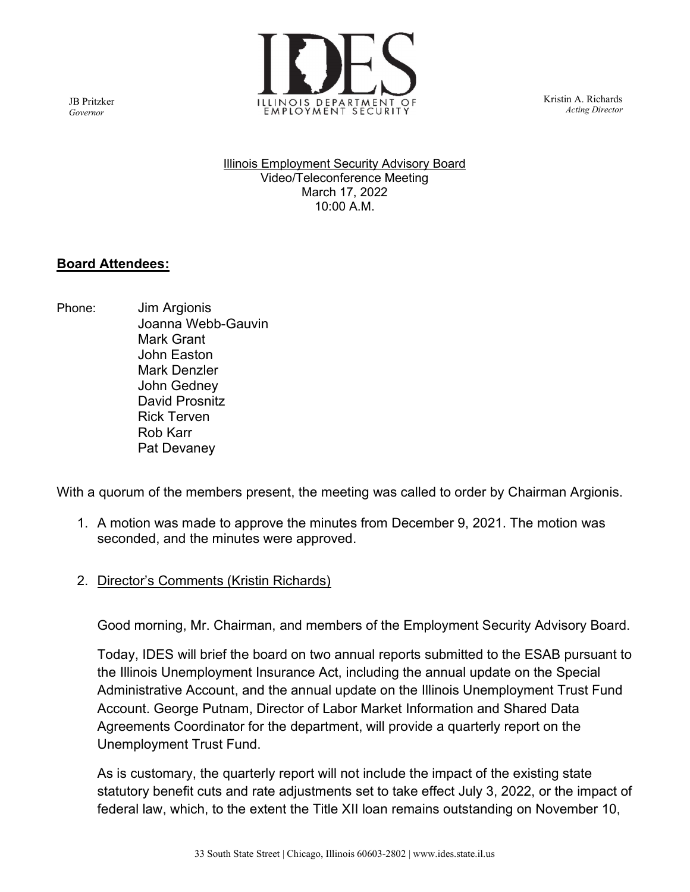JB Pritzker
*Governor*

ILLINOIS DEPARTMENT OF EMPLOYMENT SECURITY

Kristin A. Richards
*Acting Director*

Illinois Employment Security Advisory Board
Video/Teleconference Meeting
March 17, 2022
10:00 A.M.

## **Board Attendees:**

Phone: Jim Argionis
Joanna Webb-Gauvin
Mark Grant
John Easton
Mark Denzler
John Gedney
David Prosnitz
Rick Terven
Rob Karr
Pat Devaney

With a quorum of the members present, the meeting was called to order by Chairman Argionis.

1. A motion was made to approve the minutes from December 9, 2021. The motion was seconded, and the minutes were approved.

2. Director's Comments (Kristin Richards)

   Good morning, Mr. Chairman, and members of the Employment Security Advisory Board.

   Today, IDES will brief the board on two annual reports submitted to the ESAB pursuant to the Illinois Unemployment Insurance Act, including the annual update on the Special Administrative Account, and the annual update on the Illinois Unemployment Trust Fund Account. George Putnam, Director of Labor Market Information and Shared Data Agreements Coordinator for the department, will provide a quarterly report on the Unemployment Trust Fund.

   As is customary, the quarterly report will not include the impact of the existing state statutory benefit cuts and rate adjustments set to take effect July 3, 2022, or the impact of federal law, which, to the extent the Title XII loan remains outstanding on November 10,

33 South State Street | Chicago, Illinois 60603-2802 | www.ides.state.il.us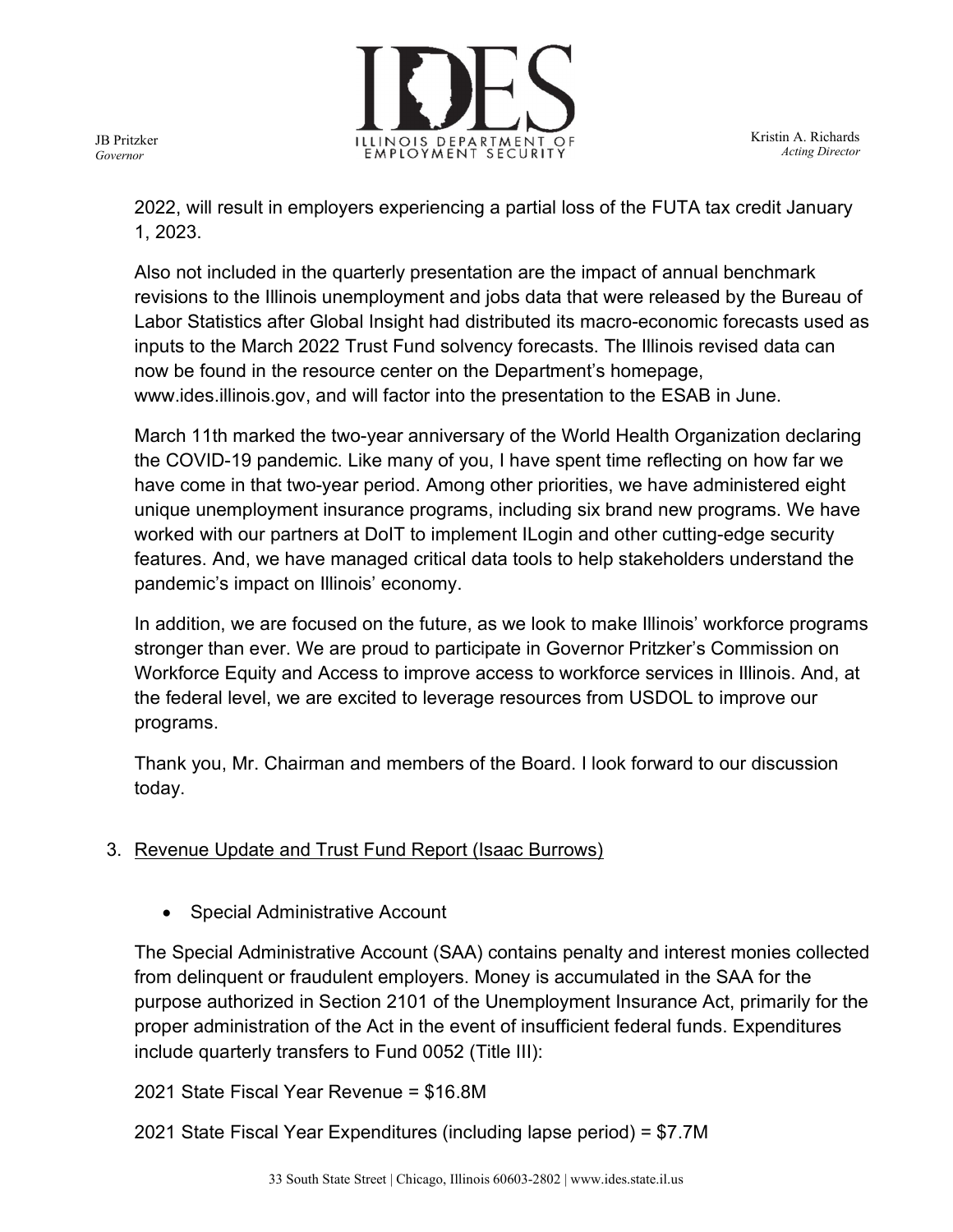2022, will result in employers experiencing a partial loss of the FUTA tax credit January 1, 2023.

Also not included in the quarterly presentation are the impact of annual benchmark revisions to the Illinois unemployment and jobs data that were released by the Bureau of Labor Statistics after Global Insight had distributed its macro-economic forecasts used as inputs to the March 2022 Trust Fund solvency forecasts. The Illinois revised data can now be found in the resource center on the Department's homepage, www.ides.illinois.gov, and will factor into the presentation to the ESAB in June.

March 11th marked the two-year anniversary of the World Health Organization declaring the COVID-19 pandemic. Like many of you, I have spent time reflecting on how far we have come in that two-year period. Among other priorities, we have administered eight unique unemployment insurance programs, including six brand new programs. We have worked with our partners at DoIT to implement ILogin and other cutting-edge security features. And, we have managed critical data tools to help stakeholders understand the pandemic's impact on Illinois' economy.

In addition, we are focused on the future, as we look to make Illinois' workforce programs stronger than ever. We are proud to participate in Governor Pritzker's Commission on Workforce Equity and Access to improve access to workforce services in Illinois. And, at the federal level, we are excited to leverage resources from USDOL to improve our programs.

Thank you, Mr. Chairman and members of the Board. I look forward to our discussion today.

3. <u>Revenue Update and Trust Fund Report (Isaac Burrows)</u>

- Special Administrative Account

The Special Administrative Account (SAA) contains penalty and interest monies collected from delinquent or fraudulent employers. Money is accumulated in the SAA for the purpose authorized in Section 2101 of the Unemployment Insurance Act, primarily for the proper administration of the Act in the event of insufficient federal funds. Expenditures include quarterly transfers to Fund 0052 (Title III):

2021 State Fiscal Year Revenue = $16.8M

2021 State Fiscal Year Expenditures (including lapse period) = $7.7M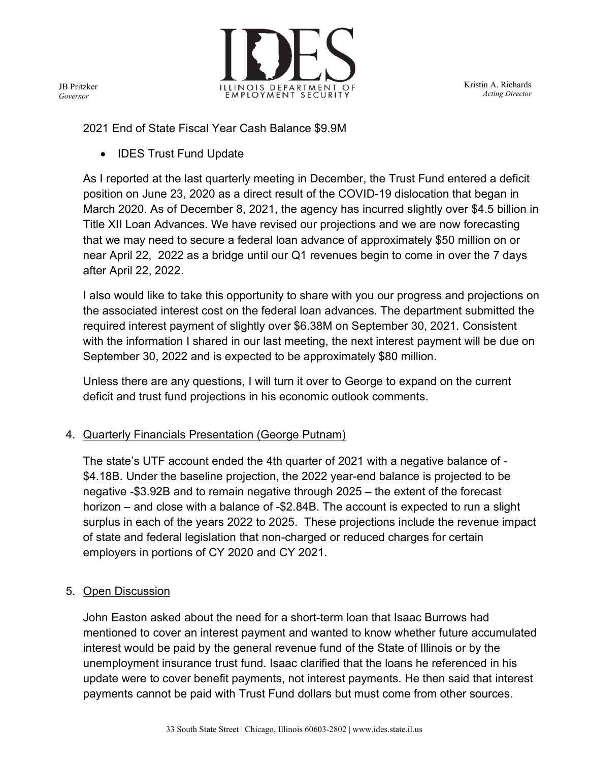2021 End of State Fiscal Year Cash Balance $9.9M

- IDES Trust Fund Update

As I reported at the last quarterly meeting in December, the Trust Fund entered a deficit position on June 23, 2020 as a direct result of the COVID-19 dislocation that began in March 2020. As of December 8, 2021, the agency has incurred slightly over $4.5 billion in Title XII Loan Advances. We have revised our projections and we are now forecasting that we may need to secure a federal loan advance of approximately $50 million on or near April 22, 2022 as a bridge until our Q1 revenues begin to come in over the 7 days after April 22, 2022.

I also would like to take this opportunity to share with you our progress and projections on the associated interest cost on the federal loan advances. The department submitted the required interest payment of slightly over $6.38M on September 30, 2021. Consistent with the information I shared in our last meeting, the next interest payment will be due on September 30, 2022 and is expected to be approximately $80 million.

Unless there are any questions, I will turn it over to George to expand on the current deficit and trust fund projections in his economic outlook comments.

4. Quarterly Financials Presentation (George Putnam)

The state's UTF account ended the 4th quarter of 2021 with a negative balance of -$4.18B. Under the baseline projection, the 2022 year-end balance is projected to be negative -$3.92B and to remain negative through 2025 – the extent of the forecast horizon – and close with a balance of -$2.84B. The account is expected to run a slight surplus in each of the years 2022 to 2025. These projections include the revenue impact of state and federal legislation that non-charged or reduced charges for certain employers in portions of CY 2020 and CY 2021.

5. Open Discussion

John Easton asked about the need for a short-term loan that Isaac Burrows had mentioned to cover an interest payment and wanted to know whether future accumulated interest would be paid by the general revenue fund of the State of Illinois or by the unemployment insurance trust fund. Isaac clarified that the loans he referenced in his update were to cover benefit payments, not interest payments. He then said that interest payments cannot be paid with Trust Fund dollars but must come from other sources.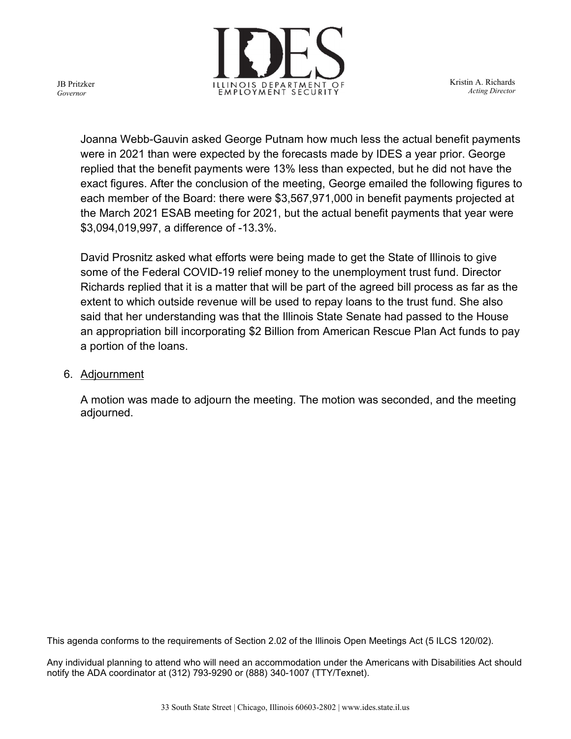Joanna Webb-Gauvin asked George Putnam how much less the actual benefit payments were in 2021 than were expected by the forecasts made by IDES a year prior. George replied that the benefit payments were 13% less than expected, but he did not have the exact figures. After the conclusion of the meeting, George emailed the following figures to each member of the Board: there were $3,567,971,000 in benefit payments projected at the March 2021 ESAB meeting for 2021, but the actual benefit payments that year were $3,094,019,997, a difference of -13.3%.

David Prosnitz asked what efforts were being made to get the State of Illinois to give some of the Federal COVID-19 relief money to the unemployment trust fund. Director Richards replied that it is a matter that will be part of the agreed bill process as far as the extent to which outside revenue will be used to repay loans to the trust fund. She also said that her understanding was that the Illinois State Senate had passed to the House an appropriation bill incorporating $2 Billion from American Rescue Plan Act funds to pay a portion of the loans.

6. Adjournment

   A motion was made to adjourn the meeting. The motion was seconded, and the meeting adjourned.

This agenda conforms to the requirements of Section 2.02 of the Illinois Open Meetings Act (5 ILCS 120/02).

Any individual planning to attend who will need an accommodation under the Americans with Disabilities Act should notify the ADA coordinator at (312) 793-9290 or (888) 340-1007 (TTY/Texnet).